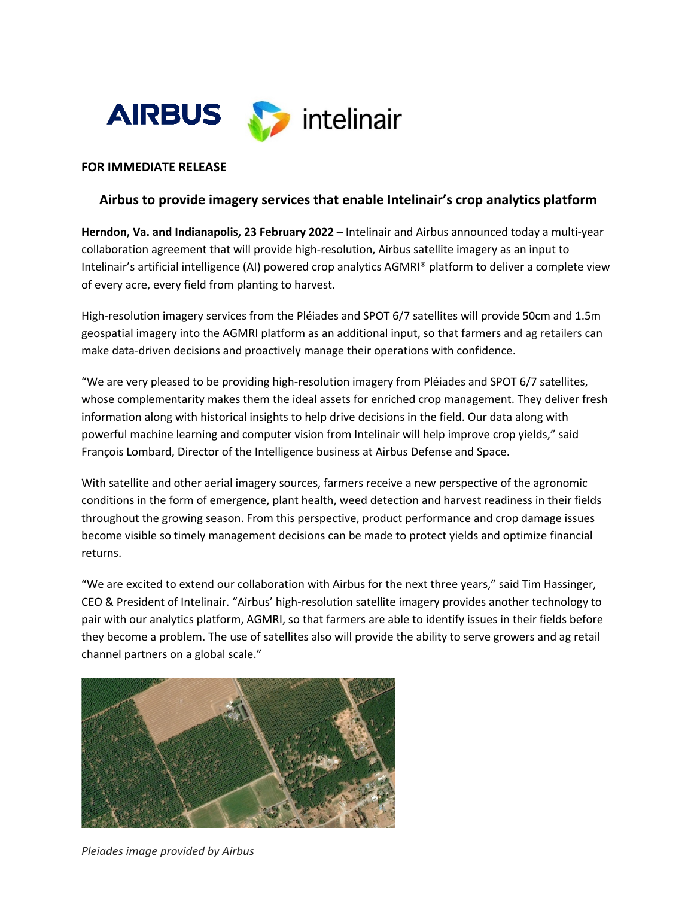**FOR IMMEDIATE RELEASE**

## Airbus to provide imagery services that enable Intelinair's crop analytics platform

**Herndon, Va. and Indianapolis, 23 February 2022** – Intelinair and Airbus announced today a multi-year collaboration agreement that will provide high-resolution, Airbus satellite imagery as an input to Intelinair's artificial intelligence (AI) powered crop analytics AGMRI® platform to deliver a complete view of every acre, every field from planting to harvest.

High-resolution imagery services from the Pléiades and SPOT 6/7 satellites will provide 50cm and 1.5m geospatial imagery into the AGMRI platform as an additional input, so that farmers and ag retailers can make data-driven decisions and proactively manage their operations with confidence.

"We are very pleased to be providing high-resolution imagery from Pléiades and SPOT 6/7 satellites, whose complementarity makes them the ideal assets for enriched crop management. They deliver fresh information along with historical insights to help drive decisions in the field. Our data along with powerful machine learning and computer vision from Intelinair will help improve crop yields," said François Lombard, Director of the Intelligence business at Airbus Defense and Space.

With satellite and other aerial imagery sources, farmers receive a new perspective of the agronomic conditions in the form of emergence, plant health, weed detection and harvest readiness in their fields throughout the growing season. From this perspective, product performance and crop damage issues become visible so timely management decisions can be made to protect yields and optimize financial returns.

"We are excited to extend our collaboration with Airbus for the next three years," said Tim Hassinger, CEO & President of Intelinair. "Airbus' high-resolution satellite imagery provides another technology to pair with our analytics platform, AGMRI, so that farmers are able to identify issues in their fields before they become a problem. The use of satellites also will provide the ability to serve growers and ag retail channel partners on a global scale."

*Pleiades image provided by Airbus*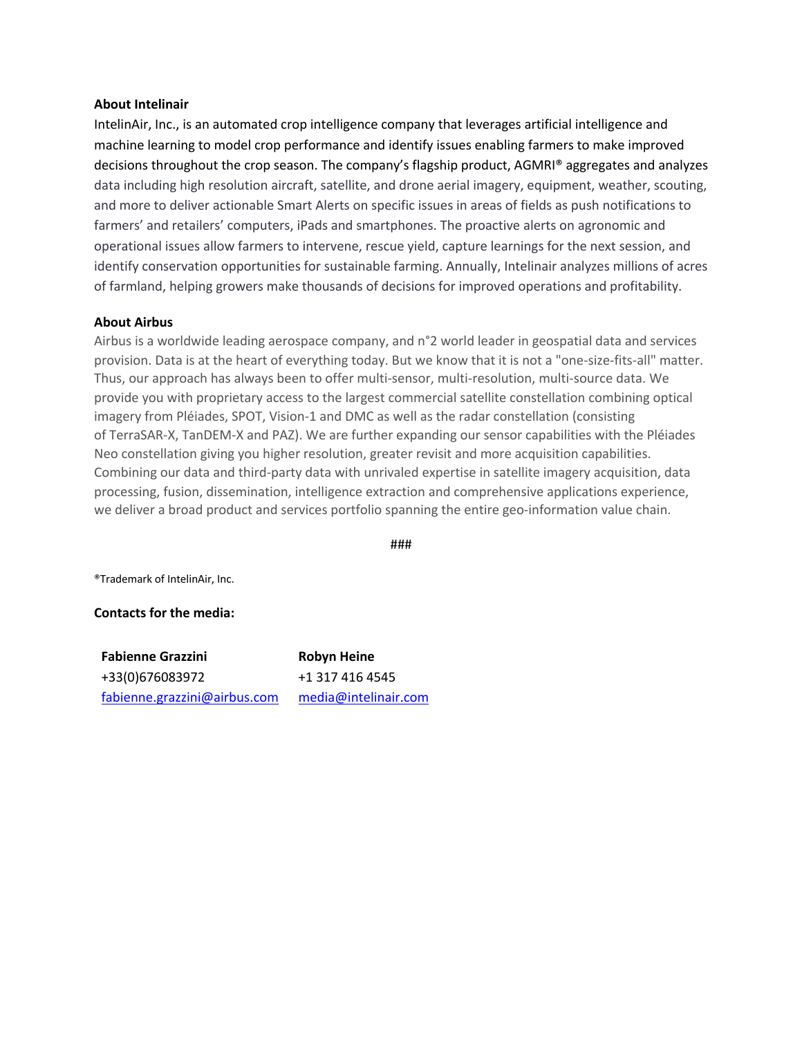**About Intelinair**

IntelinAir, Inc., is an automated crop intelligence company that leverages artificial intelligence and machine learning to model crop performance and identify issues enabling farmers to make improved decisions throughout the crop season. The company's flagship product, AGMRI® aggregates and analyzes data including high resolution aircraft, satellite, and drone aerial imagery, equipment, weather, scouting, and more to deliver actionable Smart Alerts on specific issues in areas of fields as push notifications to farmers' and retailers' computers, iPads and smartphones. The proactive alerts on agronomic and operational issues allow farmers to intervene, rescue yield, capture learnings for the next session, and identify conservation opportunities for sustainable farming. Annually, Intelinair analyzes millions of acres of farmland, helping growers make thousands of decisions for improved operations and profitability.

**About Airbus**

Airbus is a worldwide leading aerospace company, and n°2 world leader in geospatial data and services provision. Data is at the heart of everything today. But we know that it is not a "one-size-fits-all" matter. Thus, our approach has always been to offer multi-sensor, multi-resolution, multi-source data. We provide you with proprietary access to the largest commercial satellite constellation combining optical imagery from Pléiades, SPOT, Vision-1 and DMC as well as the radar constellation (consisting of TerraSAR-X, TanDEM-X and PAZ). We are further expanding our sensor capabilities with the Pléiades Neo constellation giving you higher resolution, greater revisit and more acquisition capabilities. Combining our data and third-party data with unrivaled expertise in satellite imagery acquisition, data processing, fusion, dissemination, intelligence extraction and comprehensive applications experience, we deliver a broad product and services portfolio spanning the entire geo-information value chain.

###

®Trademark of IntelinAir, Inc.

**Contacts for the media:**

| | |
|---|---|
| **Fabienne Grazzini** | **Robyn Heine** |
| +33(0)676083972 | +1 317 416 4545 |
| fabienne.grazzini@airbus.com | media@intelinair.com |